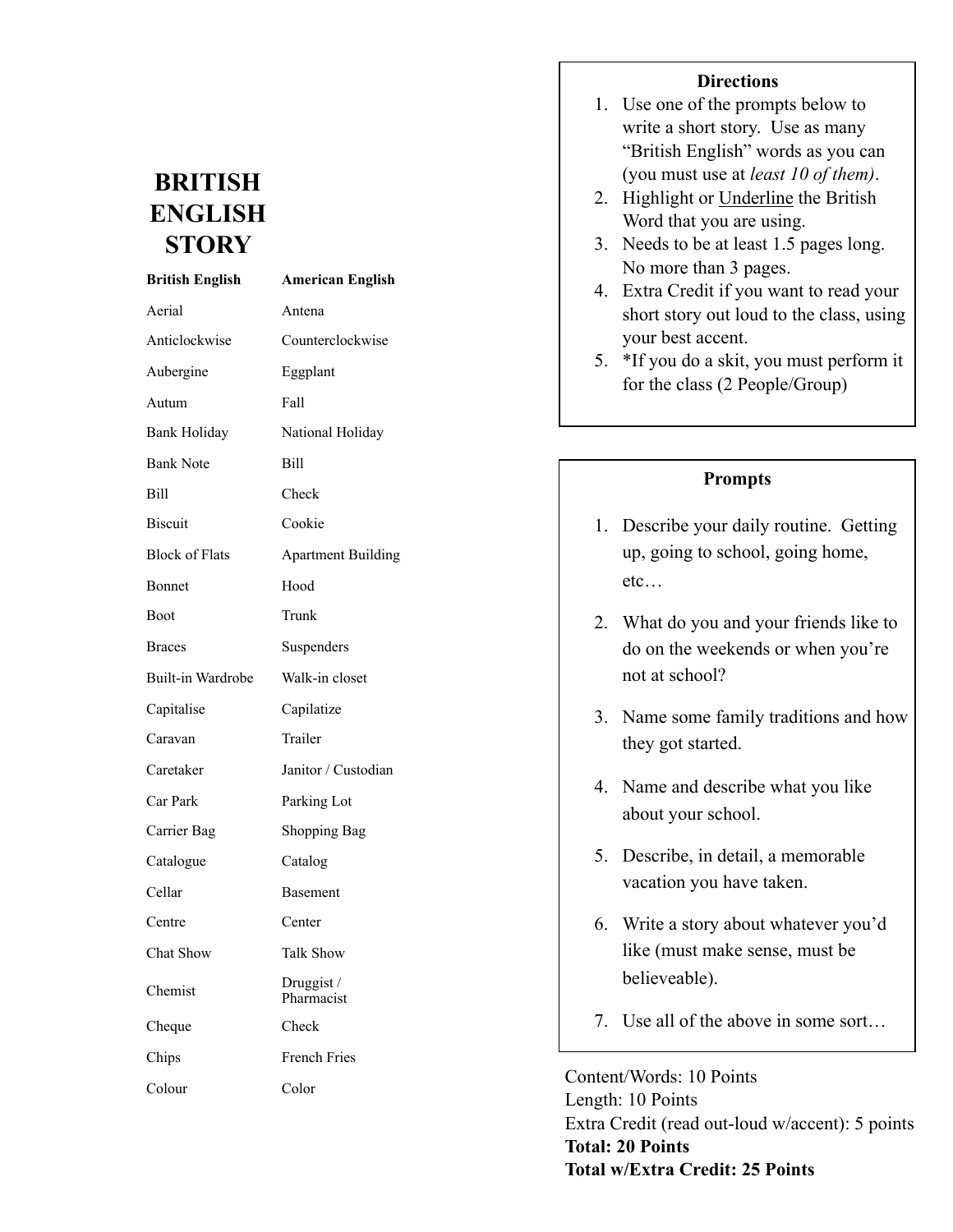# BRITISH ENGLISH STORY

| British English | American English |
| --- | --- |
| Aerial | Antena |
| Anticlockwise | Counterclockwise |
| Aubergine | Eggplant |
| Autum | Fall |
| Bank Holiday | National Holiday |
| Bank Note | Bill |
| Bill | Check |
| Biscuit | Cookie |
| Block of Flats | Apartment Building |
| Bonnet | Hood |
| Boot | Trunk |
| Braces | Suspenders |
| Built-in Wardrobe | Walk-in closet |
| Capitalise | Capilatize |
| Caravan | Trailer |
| Caretaker | Janitor / Custodian |
| Car Park | Parking Lot |
| Carrier Bag | Shopping Bag |
| Catalogue | Catalog |
| Cellar | Basement |
| Centre | Center |
| Chat Show | Talk Show |
| Chemist | Druggist / Pharmacist |
| Cheque | Check |
| Chips | French Fries |
| Colour | Color |

**Directions**

1. Use one of the prompts below to write a short story. Use as many "British English" words as you can (you must use at *least 10 of them)*.
2. Highlight or <u>Underline</u> the British Word that you are using.
3. Needs to be at least 1.5 pages long. No more than 3 pages.
4. Extra Credit if you want to read your short story out loud to the class, using your best accent.
5. *If you do a skit, you must perform it for the class (2 People/Group)

**Prompts**

1. Describe your daily routine. Getting up, going to school, going home, etc…
2. What do you and your friends like to do on the weekends or when you're not at school?
3. Name some family traditions and how they got started.
4. Name and describe what you like about your school.
5. Describe, in detail, a memorable vacation you have taken.
6. Write a story about whatever you'd like (must make sense, must be believeable).
7. Use all of the above in some sort…

Content/Words: 10 Points
Length: 10 Points
Extra Credit (read out-loud w/accent): 5 points
**Total: 20 Points**
**Total w/Extra Credit: 25 Points**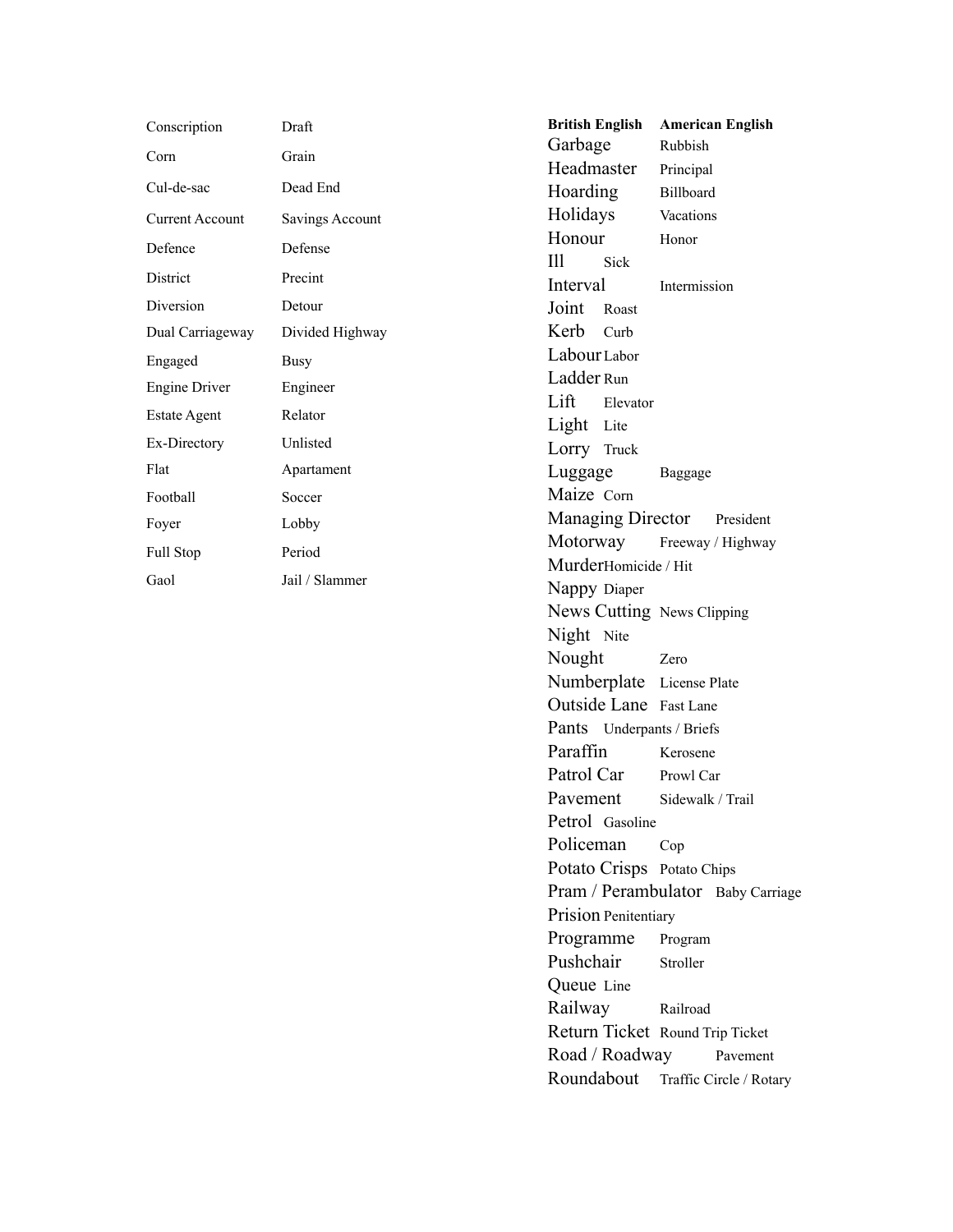| | |
|---|---|
| Conscription | Draft |
| Corn | Grain |
| Cul-de-sac | Dead End |
| Current Account | Savings Account |
| Defence | Defense |
| District | Precint |
| Diversion | Detour |
| Dual Carriageway | Divided Highway |
| Engaged | Busy |
| Engine Driver | Engineer |
| Estate Agent | Relator |
| Ex-Directory | Unlisted |
| Flat | Apartament |
| Football | Soccer |
| Foyer | Lobby |
| Full Stop | Period |
| Gaol | Jail / Slammer |

| British English | American English |
|---|---|
| Garbage | Rubbish |
| Headmaster | Principal |
| Hoarding | Billboard |
| Holidays | Vacations |
| Honour | Honor |
| Ill | Sick |
| Interval | Intermission |
| Joint | Roast |
| Kerb | Curb |
| Labour | Labor |
| Ladder | Run |
| Lift | Elevator |
| Light | Lite |
| Lorry | Truck |
| Luggage | Baggage |
| Maize | Corn |
| Managing Director | President |
| Motorway | Freeway / Highway |
| Murder | Homicide / Hit |
| Nappy | Diaper |
| News Cutting | News Clipping |
| Night | Nite |
| Nought | Zero |
| Numberplate | License Plate |
| Outside Lane | Fast Lane |
| Pants | Underpants / Briefs |
| Paraffin | Kerosene |
| Patrol Car | Prowl Car |
| Pavement | Sidewalk / Trail |
| Petrol | Gasoline |
| Policeman | Cop |
| Potato Crisps | Potato Chips |
| Pram / Perambulator | Baby Carriage |
| Prision | Penitentiary |
| Programme | Program |
| Pushchair | Stroller |
| Queue | Line |
| Railway | Railroad |
| Return Ticket | Round Trip Ticket |
| Road / Roadway | Pavement |
| Roundabout | Traffic Circle / Rotary |